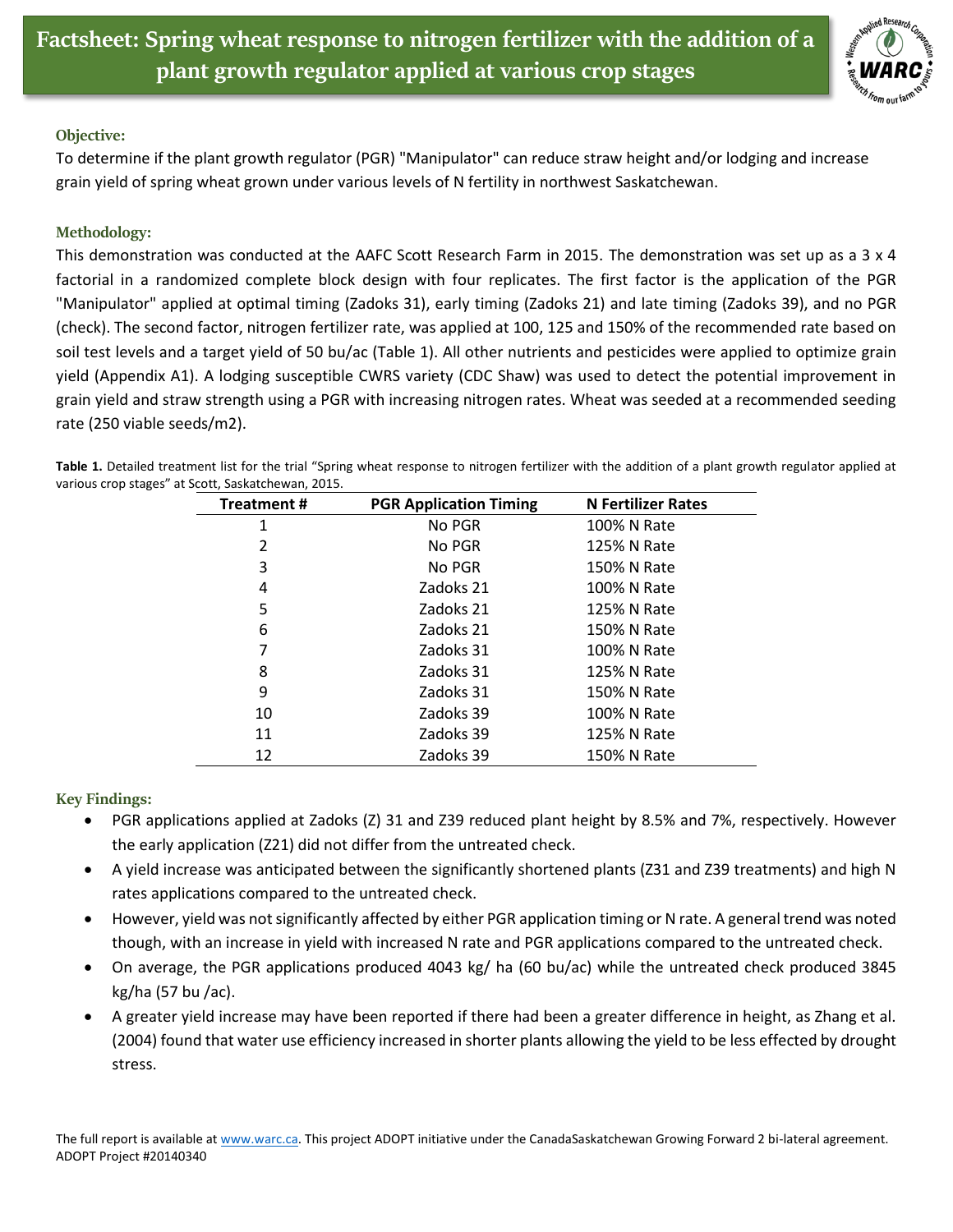# Factsheet: Spring wheat response to nitrogen fertilizer with the addition of a plant growth regulator applied at various crop stages

### Objective:

To determine if the plant growth regulator (PGR) "Manipulator" can reduce straw height and/or lodging and increase grain yield of spring wheat grown under various levels of N fertility in northwest Saskatchewan.

### Methodology:

This demonstration was conducted at the AAFC Scott Research Farm in 2015. The demonstration was set up as a 3 x 4 factorial in a randomized complete block design with four replicates. The first factor is the application of the PGR "Manipulator" applied at optimal timing (Zadoks 31), early timing (Zadoks 21) and late timing (Zadoks 39), and no PGR (check). The second factor, nitrogen fertilizer rate, was applied at 100, 125 and 150% of the recommended rate based on soil test levels and a target yield of 50 bu/ac (Table 1). All other nutrients and pesticides were applied to optimize grain yield (Appendix A1). A lodging susceptible CWRS variety (CDC Shaw) was used to detect the potential improvement in grain yield and straw strength using a PGR with increasing nitrogen rates. Wheat was seeded at a recommended seeding rate (250 viable seeds/m2).

**Table 1.** Detailed treatment list for the trial "Spring wheat response to nitrogen fertilizer with the addition of a plant growth regulator applied at various crop stages" at Scott, Saskatchewan, 2015.

| Treatment # | PGR Application Timing | N Fertilizer Rates |
|---|---|---|
| 1 | No PGR | 100% N Rate |
| 2 | No PGR | 125% N Rate |
| 3 | No PGR | 150% N Rate |
| 4 | Zadoks 21 | 100% N Rate |
| 5 | Zadoks 21 | 125% N Rate |
| 6 | Zadoks 21 | 150% N Rate |
| 7 | Zadoks 31 | 100% N Rate |
| 8 | Zadoks 31 | 125% N Rate |
| 9 | Zadoks 31 | 150% N Rate |
| 10 | Zadoks 39 | 100% N Rate |
| 11 | Zadoks 39 | 125% N Rate |
| 12 | Zadoks 39 | 150% N Rate |

### Key Findings:

- PGR applications applied at Zadoks (Z) 31 and Z39 reduced plant height by 8.5% and 7%, respectively. However the early application (Z21) did not differ from the untreated check.
- A yield increase was anticipated between the significantly shortened plants (Z31 and Z39 treatments) and high N rates applications compared to the untreated check.
- However, yield was not significantly affected by either PGR application timing or N rate. A general trend was noted though, with an increase in yield with increased N rate and PGR applications compared to the untreated check.
- On average, the PGR applications produced 4043 kg/ ha (60 bu/ac) while the untreated check produced 3845 kg/ha (57 bu /ac).
- A greater yield increase may have been reported if there had been a greater difference in height, as Zhang et al. (2004) found that water use efficiency increased in shorter plants allowing the yield to be less effected by drought stress.

The full report is available at www.warc.ca. This project ADOPT initiative under the CanadaSaskatchewan Growing Forward 2 bi-lateral agreement. ADOPT Project #20140340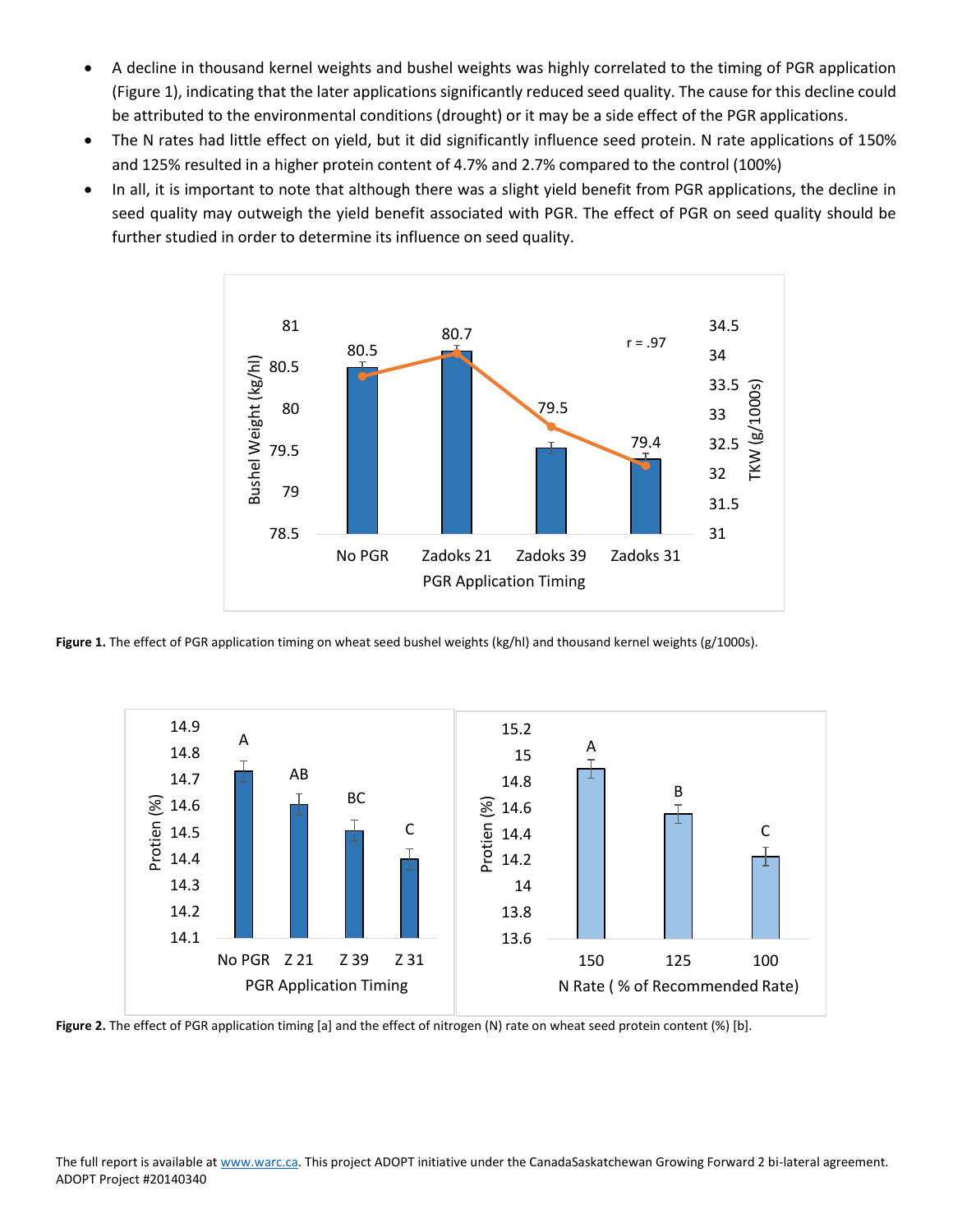- A decline in thousand kernel weights and bushel weights was highly correlated to the timing of PGR application (Figure 1), indicating that the later applications significantly reduced seed quality. The cause for this decline could be attributed to the environmental conditions (drought) or it may be a side effect of the PGR applications.
- The N rates had little effect on yield, but it did significantly influence seed protein. N rate applications of 150% and 125% resulted in a higher protein content of 4.7% and 2.7% compared to the control (100%)
- In all, it is important to note that although there was a slight yield benefit from PGR applications, the decline in seed quality may outweigh the yield benefit associated with PGR. The effect of PGR on seed quality should be further studied in order to determine its influence on seed quality.

Bushel Weight (kg/hl)
TKW (g/1000s)
r = .97
80.5
80.7
79.5
79.4
No PGR
Zadoks 21
Zadoks 39
Zadoks 31
PGR Application Timing

**Figure 1.** The effect of PGR application timing on wheat seed bushel weights (kg/hl) and thousand kernel weights (g/1000s).

Protien (%)
A
AB
BC
C
No PGR
Z 21
Z 39
Z 31
PGR Application Timing

Protien (%)
A
B
C
150
125
100
N Rate ( % of Recommended Rate)

**Figure 2.** The effect of PGR application timing [a] and the effect of nitrogen (N) rate on wheat seed protein content (%) [b].

The full report is available at www.warc.ca. This project ADOPT initiative under the CanadaSaskatchewan Growing Forward 2 bi-lateral agreement.
ADOPT Project #20140340